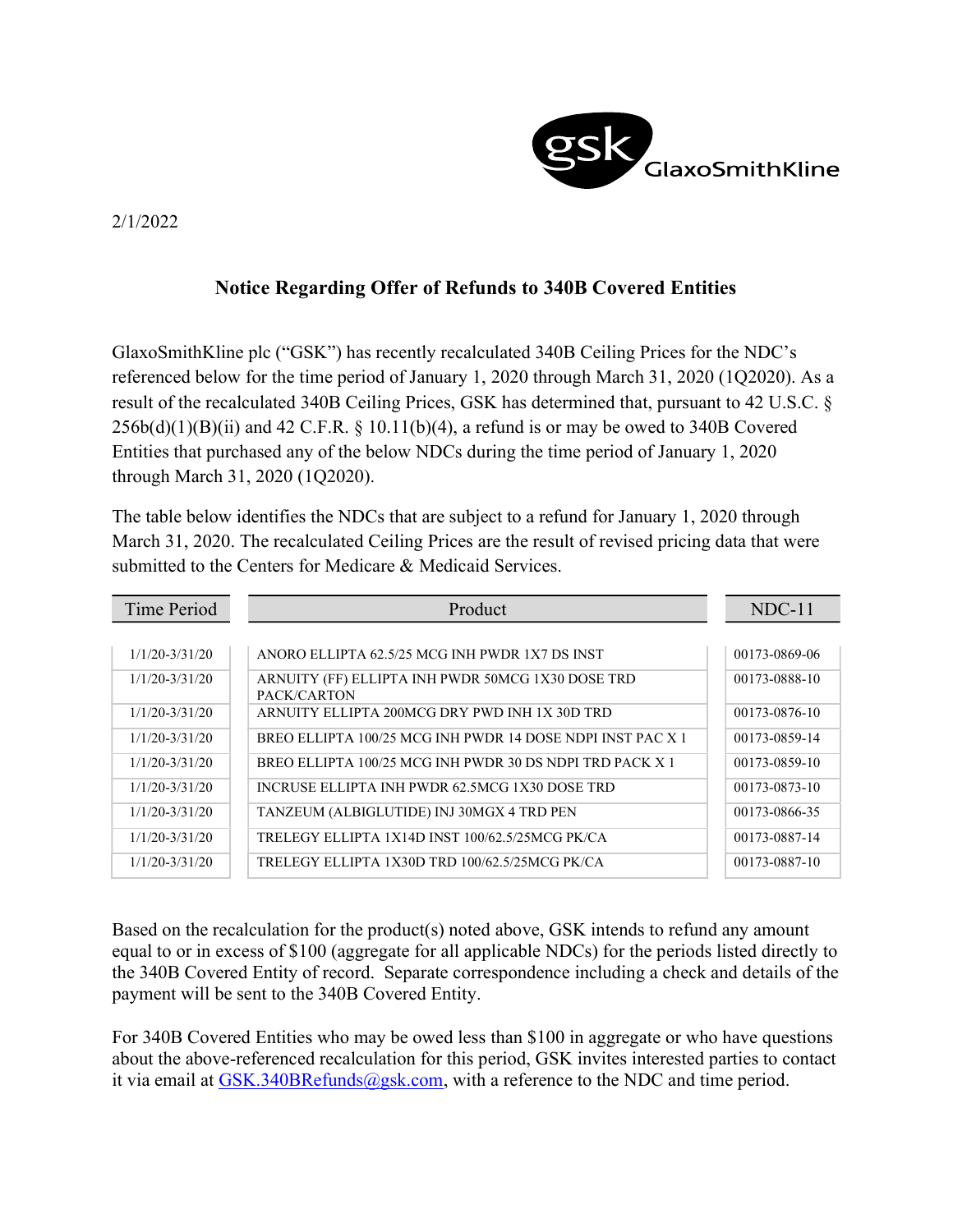2/1/2022

# Notice Regarding Offer of Refunds to 340B Covered Entities

GlaxoSmithKline plc ("GSK") has recently recalculated 340B Ceiling Prices for the NDC's referenced below for the time period of January 1, 2020 through March 31, 2020 (1Q2020). As a result of the recalculated 340B Ceiling Prices, GSK has determined that, pursuant to 42 U.S.C. § 256b(d)(1)(B)(ii) and 42 C.F.R. § 10.11(b)(4), a refund is or may be owed to 340B Covered Entities that purchased any of the below NDCs during the time period of January 1, 2020 through March 31, 2020 (1Q2020).

The table below identifies the NDCs that are subject to a refund for January 1, 2020 through March 31, 2020. The recalculated Ceiling Prices are the result of revised pricing data that were submitted to the Centers for Medicare & Medicaid Services.

| Time Period | Product | NDC-11 |
|---|---|---|
| 1/1/20-3/31/20 | ANORO ELLIPTA 62.5/25 MCG INH PWDR 1X7 DS INST | 00173-0869-06 |
| 1/1/20-3/31/20 | ARNUITY (FF) ELLIPTA INH PWDR 50MCG 1X30 DOSE TRD PACK/CARTON | 00173-0888-10 |
| 1/1/20-3/31/20 | ARNUITY ELLIPTA 200MCG DRY PWD INH 1X 30D TRD | 00173-0876-10 |
| 1/1/20-3/31/20 | BREO ELLIPTA 100/25 MCG INH PWDR 14 DOSE NDPI INST PAC X 1 | 00173-0859-14 |
| 1/1/20-3/31/20 | BREO ELLIPTA 100/25 MCG INH PWDR 30 DS NDPI TRD PACK X 1 | 00173-0859-10 |
| 1/1/20-3/31/20 | INCRUSE ELLIPTA INH PWDR 62.5MCG 1X30 DOSE TRD | 00173-0873-10 |
| 1/1/20-3/31/20 | TANZEUM (ALBIGLUTIDE) INJ 30MGX 4 TRD PEN | 00173-0866-35 |
| 1/1/20-3/31/20 | TRELEGY ELLIPTA 1X14D INST 100/62.5/25MCG PK/CA | 00173-0887-14 |
| 1/1/20-3/31/20 | TRELEGY ELLIPTA 1X30D TRD 100/62.5/25MCG PK/CA | 00173-0887-10 |

Based on the recalculation for the product(s) noted above, GSK intends to refund any amount equal to or in excess of $100 (aggregate for all applicable NDCs) for the periods listed directly to the 340B Covered Entity of record. Separate correspondence including a check and details of the payment will be sent to the 340B Covered Entity.

For 340B Covered Entities who may be owed less than $100 in aggregate or who have questions about the above-referenced recalculation for this period, GSK invites interested parties to contact it via email at GSK.340BRefunds@gsk.com, with a reference to the NDC and time period.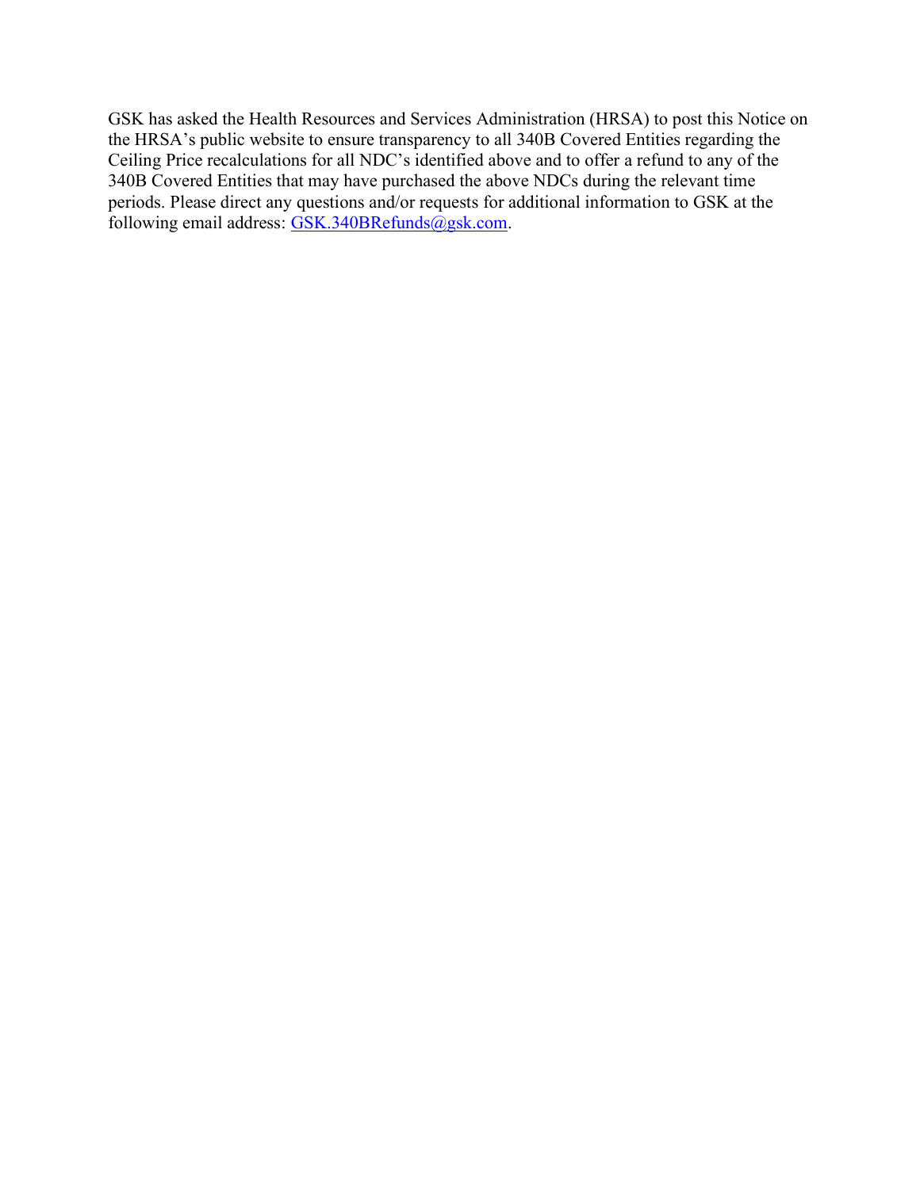GSK has asked the Health Resources and Services Administration (HRSA) to post this Notice on the HRSA's public website to ensure transparency to all 340B Covered Entities regarding the Ceiling Price recalculations for all NDC's identified above and to offer a refund to any of the 340B Covered Entities that may have purchased the above NDCs during the relevant time periods. Please direct any questions and/or requests for additional information to GSK at the following email address: GSK.340BRefunds@gsk.com.